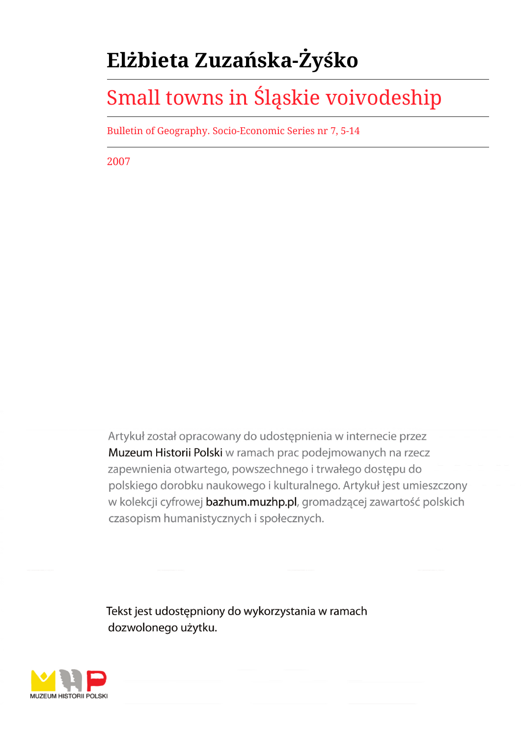# Elżbieta Zuzańska-Żyśko

## Small towns in Śląskie voivodeship

Bulletin of Geography. Socio-Economic Series nr 7, 5-14

2007

Artykuł został opracowany do udostępnienia w internecie przez Muzeum Historii Polski w ramach prac podejmowanych na rzecz zapewnienia otwartego, powszechnego i trwałego dostępu do polskiego dorobku naukowego i kulturalnego. Artykuł jest umieszczony w kolekcji cyfrowej bazhum.muzhp.pl, gromadzącej zawartość polskich czasopism humanistycznych i społecznych.

Tekst jest udostępniony do wykorzystania w ramach dozwolonego użytku.

MUZEUM HISTORII POLSKI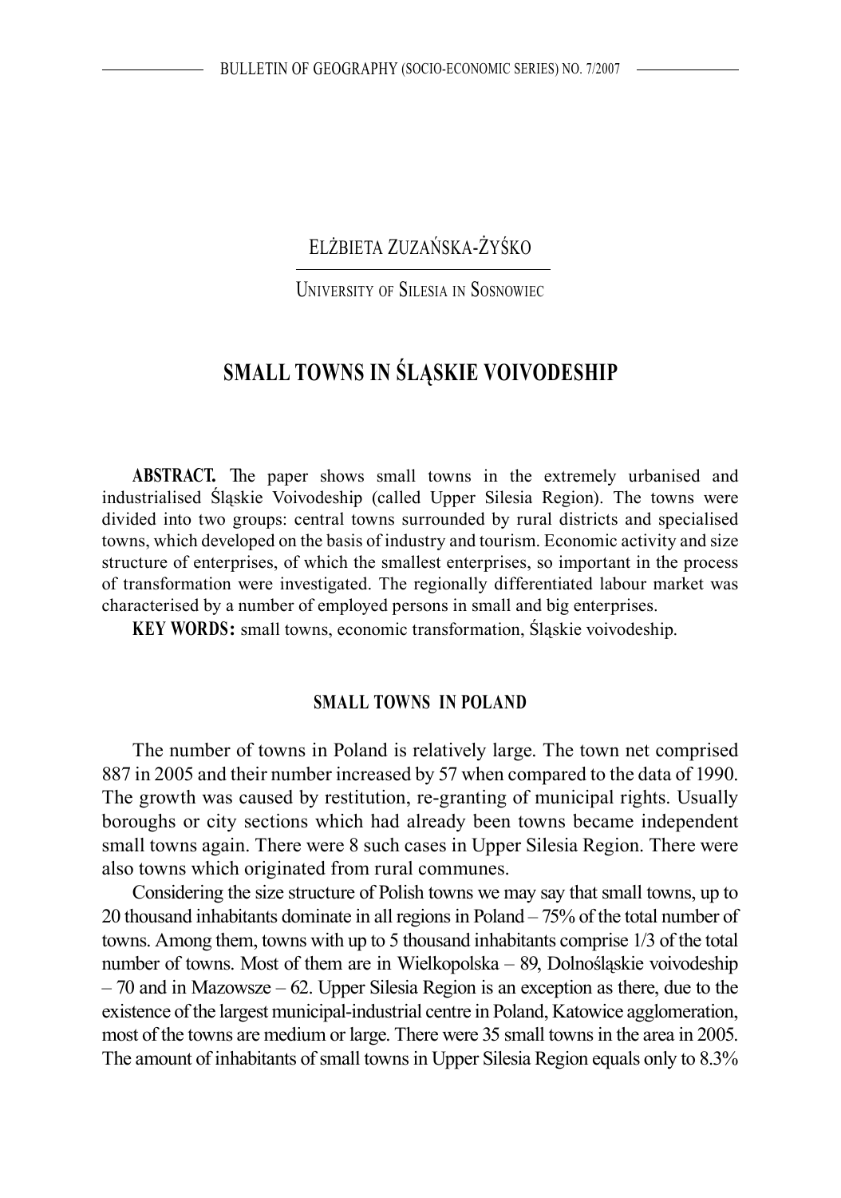Elżbieta Zuzańska-Żyśko

University of Silesia in Sosnowiec

# SMALL TOWNS IN ŚLĄSKIE VOIVODESHIP

**ABSTRACT.** The paper shows small towns in the extremely urbanised and industrialised Śląskie Voivodeship (called Upper Silesia Region). The towns were divided into two groups: central towns surrounded by rural districts and specialised towns, which developed on the basis of industry and tourism. Economic activity and size structure of enterprises, of which the smallest enterprises, so important in the process of transformation were investigated. The regionally differentiated labour market was characterised by a number of employed persons in small and big enterprises.

**KEY WORDS:** small towns, economic transformation, Śląskie voivodeship.

## SMALL TOWNS IN POLAND

The number of towns in Poland is relatively large. The town net comprised 887 in 2005 and their number increased by 57 when compared to the data of 1990. The growth was caused by restitution, re-granting of municipal rights. Usually boroughs or city sections which had already been towns became independent small towns again. There were 8 such cases in Upper Silesia Region. There were also towns which originated from rural communes.

Considering the size structure of Polish towns we may say that small towns, up to 20 thousand inhabitants dominate in all regions in Poland – 75% of the total number of towns. Among them, towns with up to 5 thousand inhabitants comprise 1/3 of the total number of towns. Most of them are in Wielkopolska – 89, Dolnośląskie voivodeship – 70 and in Mazowsze – 62. Upper Silesia Region is an exception as there, due to the existence of the largest municipal-industrial centre in Poland, Katowice agglomeration, most of the towns are medium or large. There were 35 small towns in the area in 2005. The amount of inhabitants of small towns in Upper Silesia Region equals only to 8.3%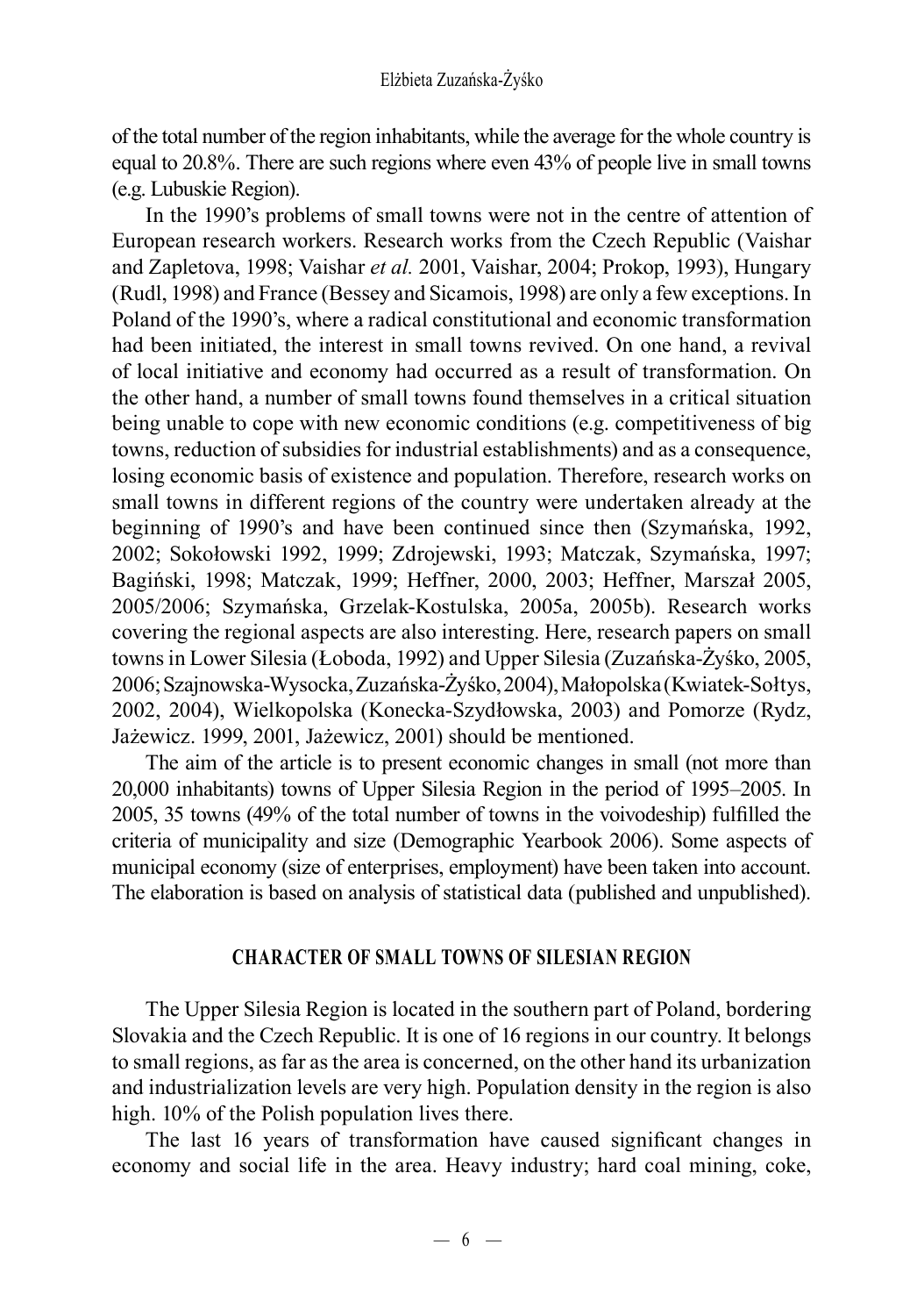of the total number of the region inhabitants, while the average for the whole country is equal to 20.8%. There are such regions where even 43% of people live in small towns (e.g. Lubuskie Region).

In the 1990's problems of small towns were not in the centre of attention of European research workers. Research works from the Czech Republic (Vaishar and Zapletova, 1998; Vaishar *et al.* 2001, Vaishar, 2004; Prokop, 1993), Hungary (Rudl, 1998) and France (Bessey and Sicamois, 1998) are only a few exceptions. In Poland of the 1990's, where a radical constitutional and economic transformation had been initiated, the interest in small towns revived. On one hand, a revival of local initiative and economy had occurred as a result of transformation. On the other hand, a number of small towns found themselves in a critical situation being unable to cope with new economic conditions (e.g. competitiveness of big towns, reduction of subsidies for industrial establishments) and as a consequence, losing economic basis of existence and population. Therefore, research works on small towns in different regions of the country were undertaken already at the beginning of 1990's and have been continued since then (Szymańska, 1992, 2002; Sokołowski 1992, 1999; Zdrojewski, 1993; Matczak, Szymańska, 1997; Bagiński, 1998; Matczak, 1999; Heffner, 2000, 2003; Heffner, Marszał 2005, 2005/2006; Szymańska, Grzelak-Kostulska, 2005a, 2005b). Research works covering the regional aspects are also interesting. Here, research papers on small towns in Lower Silesia (Łoboda, 1992) and Upper Silesia (Zuzańska-Żyśko, 2005, 2006; Szajnowska-Wysocka, Zuzańska-Żyśko, 2004), Małopolska (Kwiatek-Sołtys, 2002, 2004), Wielkopolska (Konecka-Szydłowska, 2003) and Pomorze (Rydz, Jażewicz. 1999, 2001, Jażewicz, 2001) should be mentioned.

The aim of the article is to present economic changes in small (not more than 20,000 inhabitants) towns of Upper Silesia Region in the period of 1995–2005. In 2005, 35 towns (49% of the total number of towns in the voivodeship) fulfilled the criteria of municipality and size (Demographic Yearbook 2006). Some aspects of municipal economy (size of enterprises, employment) have been taken into account. The elaboration is based on analysis of statistical data (published and unpublished).

## CHARACTER OF SMALL TOWNS OF SILESIAN REGION

The Upper Silesia Region is located in the southern part of Poland, bordering Slovakia and the Czech Republic. It is one of 16 regions in our country. It belongs to small regions, as far as the area is concerned, on the other hand its urbanization and industrialization levels are very high. Population density in the region is also high. 10% of the Polish population lives there.

The last 16 years of transformation have caused significant changes in economy and social life in the area. Heavy industry; hard coal mining, coke,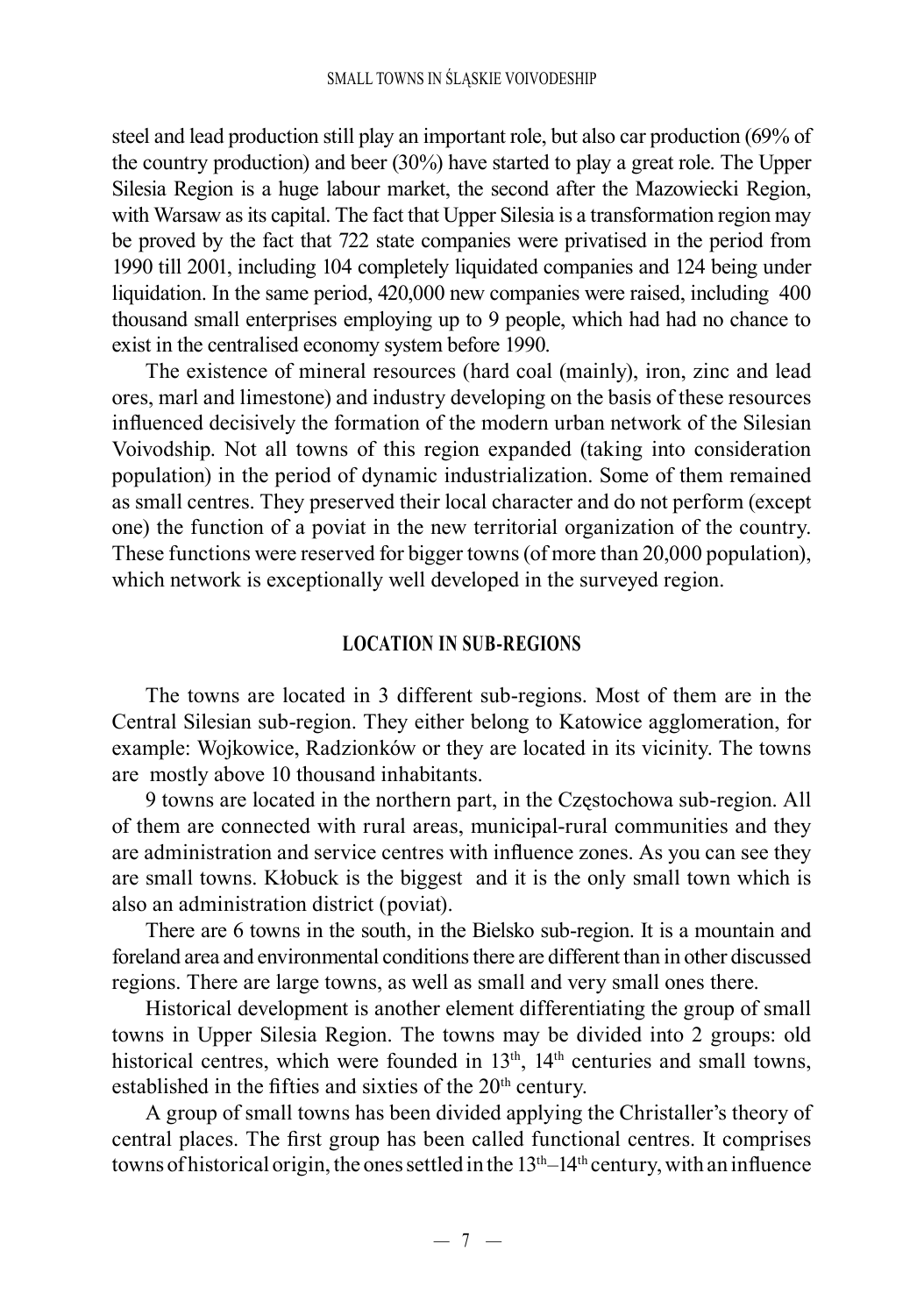steel and lead production still play an important role, but also car production (69% of the country production) and beer (30%) have started to play a great role. The Upper Silesia Region is a huge labour market, the second after the Mazowiecki Region, with Warsaw as its capital. The fact that Upper Silesia is a transformation region may be proved by the fact that 722 state companies were privatised in the period from 1990 till 2001, including 104 completely liquidated companies and 124 being under liquidation. In the same period, 420,000 new companies were raised, including 400 thousand small enterprises employing up to 9 people, which had had no chance to exist in the centralised economy system before 1990.

The existence of mineral resources (hard coal (mainly), iron, zinc and lead ores, marl and limestone) and industry developing on the basis of these resources influenced decisively the formation of the modern urban network of the Silesian Voivodship. Not all towns of this region expanded (taking into consideration population) in the period of dynamic industrialization. Some of them remained as small centres. They preserved their local character and do not perform (except one) the function of a poviat in the new territorial organization of the country. These functions were reserved for bigger towns (of more than 20,000 population), which network is exceptionally well developed in the surveyed region.

## LOCATION IN SUB-REGIONS

The towns are located in 3 different sub-regions. Most of them are in the Central Silesian sub-region. They either belong to Katowice agglomeration, for example: Wojkowice, Radzionków or they are located in its vicinity. The towns are mostly above 10 thousand inhabitants.

9 towns are located in the northern part, in the Częstochowa sub-region. All of them are connected with rural areas, municipal-rural communities and they are administration and service centres with influence zones. As you can see they are small towns. Kłobuck is the biggest and it is the only small town which is also an administration district (poviat).

There are 6 towns in the south, in the Bielsko sub-region. It is a mountain and foreland area and environmental conditions there are different than in other discussed regions. There are large towns, as well as small and very small ones there.

Historical development is another element differentiating the group of small towns in Upper Silesia Region. The towns may be divided into 2 groups: old historical centres, which were founded in 13th, 14th centuries and small towns, established in the fifties and sixties of the 20th century.

A group of small towns has been divided applying the Christaller's theory of central places. The first group has been called functional centres. It comprises towns of historical origin, the ones settled in the 13th–14th century, with an influence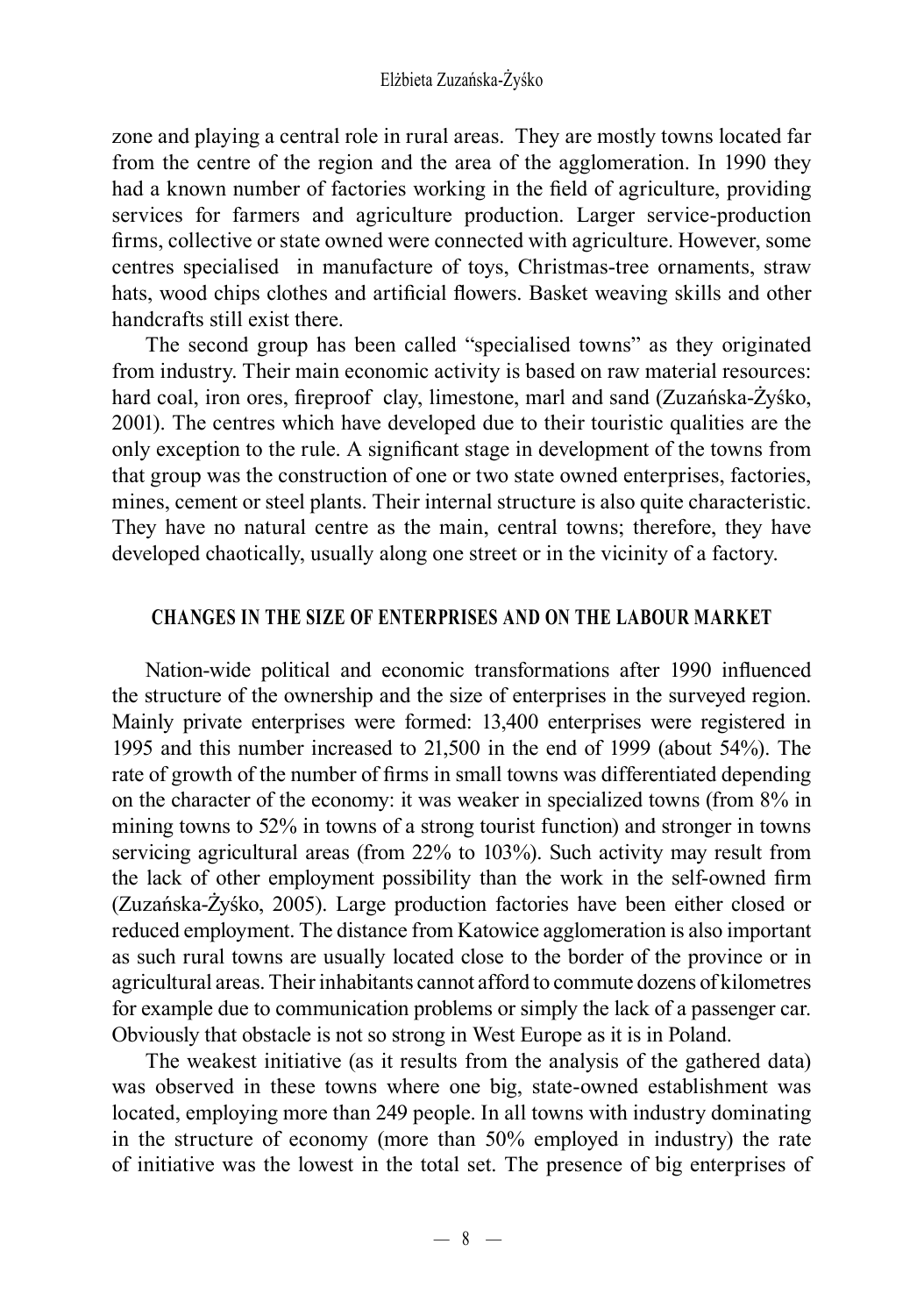zone and playing a central role in rural areas. They are mostly towns located far from the centre of the region and the area of the agglomeration. In 1990 they had a known number of factories working in the field of agriculture, providing services for farmers and agriculture production. Larger service-production firms, collective or state owned were connected with agriculture. However, some centres specialised in manufacture of toys, Christmas-tree ornaments, straw hats, wood chips clothes and artificial flowers. Basket weaving skills and other handcrafts still exist there.

The second group has been called "specialised towns" as they originated from industry. Their main economic activity is based on raw material resources: hard coal, iron ores, fireproof clay, limestone, marl and sand (Zuzańska-Żyśko, 2001). The centres which have developed due to their touristic qualities are the only exception to the rule. A significant stage in development of the towns from that group was the construction of one or two state owned enterprises, factories, mines, cement or steel plants. Their internal structure is also quite characteristic. They have no natural centre as the main, central towns; therefore, they have developed chaotically, usually along one street or in the vicinity of a factory.

## CHANGES IN THE SIZE OF ENTERPRISES AND ON THE LABOUR MARKET

Nation-wide political and economic transformations after 1990 influenced the structure of the ownership and the size of enterprises in the surveyed region. Mainly private enterprises were formed: 13,400 enterprises were registered in 1995 and this number increased to 21,500 in the end of 1999 (about 54%). The rate of growth of the number of firms in small towns was differentiated depending on the character of the economy: it was weaker in specialized towns (from 8% in mining towns to 52% in towns of a strong tourist function) and stronger in towns servicing agricultural areas (from 22% to 103%). Such activity may result from the lack of other employment possibility than the work in the self-owned firm (Zuzańska-Żyśko, 2005). Large production factories have been either closed or reduced employment. The distance from Katowice agglomeration is also important as such rural towns are usually located close to the border of the province or in agricultural areas. Their inhabitants cannot afford to commute dozens of kilometres for example due to communication problems or simply the lack of a passenger car. Obviously that obstacle is not so strong in West Europe as it is in Poland.

The weakest initiative (as it results from the analysis of the gathered data) was observed in these towns where one big, state-owned establishment was located, employing more than 249 people. In all towns with industry dominating in the structure of economy (more than 50% employed in industry) the rate of initiative was the lowest in the total set. The presence of big enterprises of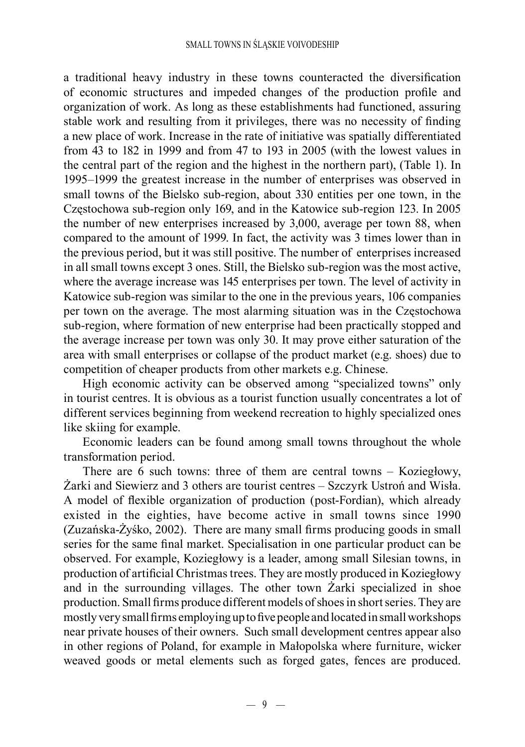a traditional heavy industry in these towns counteracted the diversification of economic structures and impeded changes of the production profile and organization of work. As long as these establishments had functioned, assuring stable work and resulting from it privileges, there was no necessity of finding a new place of work. Increase in the rate of initiative was spatially differentiated from 43 to 182 in 1999 and from 47 to 193 in 2005 (with the lowest values in the central part of the region and the highest in the northern part), (Table 1). In 1995–1999 the greatest increase in the number of enterprises was observed in small towns of the Bielsko sub-region, about 330 entities per one town, in the Częstochowa sub-region only 169, and in the Katowice sub-region 123. In 2005 the number of new enterprises increased by 3,000, average per town 88, when compared to the amount of 1999. In fact, the activity was 3 times lower than in the previous period, but it was still positive. The number of enterprises increased in all small towns except 3 ones. Still, the Bielsko sub-region was the most active, where the average increase was 145 enterprises per town. The level of activity in Katowice sub-region was similar to the one in the previous years, 106 companies per town on the average. The most alarming situation was in the Częstochowa sub-region, where formation of new enterprise had been practically stopped and the average increase per town was only 30. It may prove either saturation of the area with small enterprises or collapse of the product market (e.g. shoes) due to competition of cheaper products from other markets e.g. Chinese.

High economic activity can be observed among "specialized towns" only in tourist centres. It is obvious as a tourist function usually concentrates a lot of different services beginning from weekend recreation to highly specialized ones like skiing for example.

Economic leaders can be found among small towns throughout the whole transformation period.

There are 6 such towns: three of them are central towns – Koziegłowy, Żarki and Siewierz and 3 others are tourist centres – Szczyrk Ustroń and Wisła. A model of flexible organization of production (post-Fordian), which already existed in the eighties, have become active in small towns since 1990 (Zuzańska-Żyśko, 2002). There are many small firms producing goods in small series for the same final market. Specialisation in one particular product can be observed. For example, Koziegłowy is a leader, among small Silesian towns, in production of artificial Christmas trees. They are mostly produced in Koziegłowy and in the surrounding villages. The other town Żarki specialized in shoe production. Small firms produce different models of shoes in short series. They are mostly very small firms employing up to five people and located in small workshops near private houses of their owners. Such small development centres appear also in other regions of Poland, for example in Małopolska where furniture, wicker weaved goods or metal elements such as forged gates, fences are produced.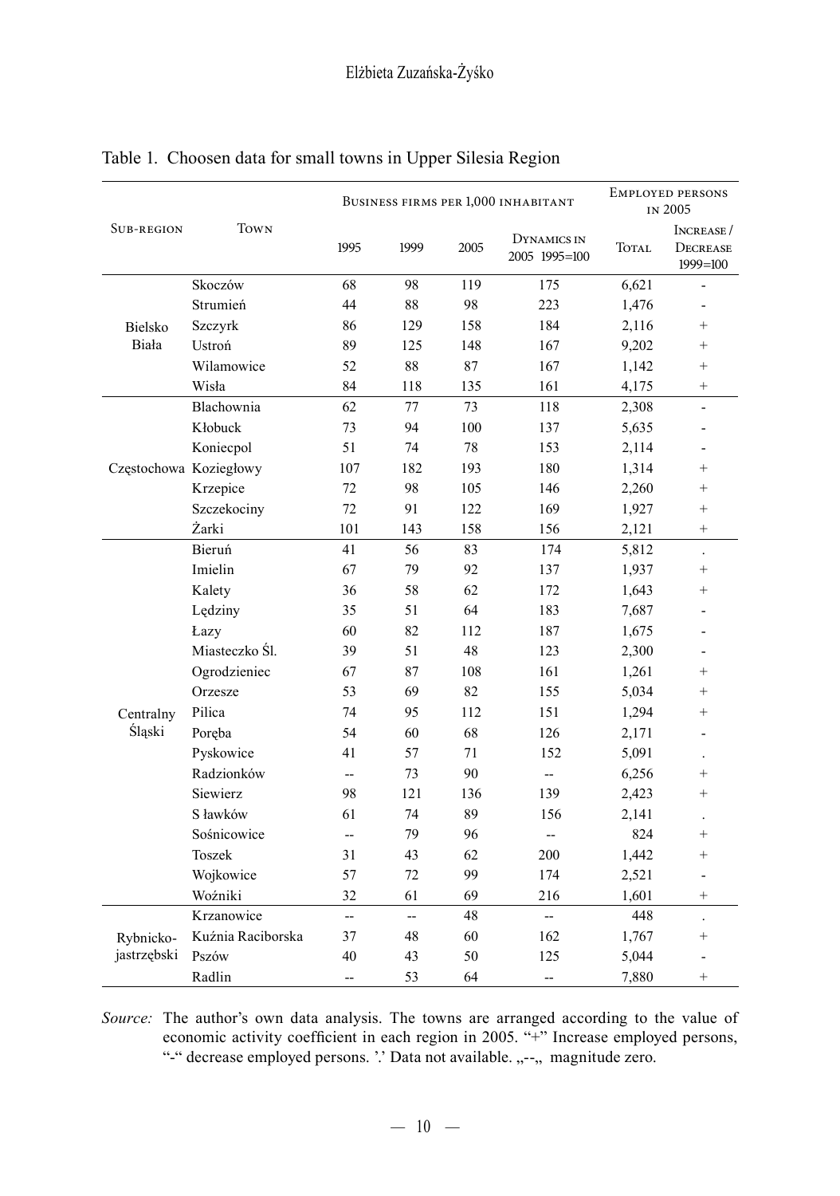Table 1. Choosen data for small towns in Upper Silesia Region

| Sub-region | Town | Business firms per 1,000 inhabitant | | | | Employed persons in 2005 | |
|---|---|---|---|---|---|---|---|
| | | 1995 | 1999 | 2005 | Dynamics in 2005 1995=100 | Total | Increase / Decrease 1999=100 |
| Bielsko Biała | Skoczów | 68 | 98 | 119 | 175 | 6,621 | - |
| | Strumień | 44 | 88 | 98 | 223 | 1,476 | - |
| | Szczyrk | 86 | 129 | 158 | 184 | 2,116 | + |
| | Ustroń | 89 | 125 | 148 | 167 | 9,202 | + |
| | Wilamowice | 52 | 88 | 87 | 167 | 1,142 | + |
| | Wisła | 84 | 118 | 135 | 161 | 4,175 | + |
| Częstochowa | Blachownia | 62 | 77 | 73 | 118 | 2,308 | - |
| | Kłobuck | 73 | 94 | 100 | 137 | 5,635 | - |
| | Koniecpol | 51 | 74 | 78 | 153 | 2,114 | - |
| | Koziegłowy | 107 | 182 | 193 | 180 | 1,314 | + |
| | Krzepice | 72 | 98 | 105 | 146 | 2,260 | + |
| | Szczekociny | 72 | 91 | 122 | 169 | 1,927 | + |
| | Żarki | 101 | 143 | 158 | 156 | 2,121 | + |
| Centralny Śląski | Bieruń | 41 | 56 | 83 | 174 | 5,812 | . |
| | Imielin | 67 | 79 | 92 | 137 | 1,937 | + |
| | Kalety | 36 | 58 | 62 | 172 | 1,643 | + |
| | Lędziny | 35 | 51 | 64 | 183 | 7,687 | - |
| | Łazy | 60 | 82 | 112 | 187 | 1,675 | - |
| | Miasteczko Śl. | 39 | 51 | 48 | 123 | 2,300 | - |
| | Ogrodzieniec | 67 | 87 | 108 | 161 | 1,261 | + |
| | Orzesze | 53 | 69 | 82 | 155 | 5,034 | + |
| | Pilica | 74 | 95 | 112 | 151 | 1,294 | + |
| | Poręba | 54 | 60 | 68 | 126 | 2,171 | - |
| | Pyskowice | 41 | 57 | 71 | 152 | 5,091 | . |
| | Radzionków | -- | 73 | 90 | -- | 6,256 | + |
| | Siewierz | 98 | 121 | 136 | 139 | 2,423 | + |
| | S ławków | 61 | 74 | 89 | 156 | 2,141 | . |
| | Sośnicowice | -- | 79 | 96 | -- | 824 | + |
| | Toszek | 31 | 43 | 62 | 200 | 1,442 | + |
| | Wojkowice | 57 | 72 | 99 | 174 | 2,521 | - |
| | Woźniki | 32 | 61 | 69 | 216 | 1,601 | + |
| Rybnicko-jastrzębski | Krzanowice | -- | -- | 48 | -- | 448 | . |
| | Kuźnia Raciborska | 37 | 48 | 60 | 162 | 1,767 | + |
| | Pszów | 40 | 43 | 50 | 125 | 5,044 | - |
| | Radlin | -- | 53 | 64 | -- | 7,880 | + |

*Source:* The author's own data analysis. The towns are arranged according to the value of economic activity coefficient in each region in 2005. "+" Increase employed persons, "-" decrease employed persons. '.' Data not available. „--„ magnitude zero.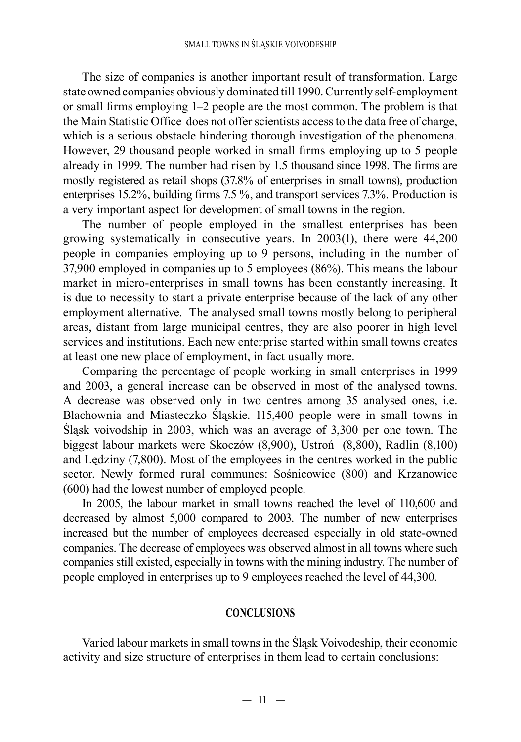The size of companies is another important result of transformation. Large state owned companies obviously dominated till 1990. Currently self-employment or small firms employing 1–2 people are the most common. The problem is that the Main Statistic Office does not offer scientists access to the data free of charge, which is a serious obstacle hindering thorough investigation of the phenomena. However, 29 thousand people worked in small firms employing up to 5 people already in 1999. The number had risen by 1.5 thousand since 1998. The firms are mostly registered as retail shops (37.8% of enterprises in small towns), production enterprises 15.2%, building firms 7.5 %, and transport services 7.3%. Production is a very important aspect for development of small towns in the region.

The number of people employed in the smallest enterprises has been growing systematically in consecutive years. In 2003(1), there were 44,200 people in companies employing up to 9 persons, including in the number of 37,900 employed in companies up to 5 employees (86%). This means the labour market in micro-enterprises in small towns has been constantly increasing. It is due to necessity to start a private enterprise because of the lack of any other employment alternative. The analysed small towns mostly belong to peripheral areas, distant from large municipal centres, they are also poorer in high level services and institutions. Each new enterprise started within small towns creates at least one new place of employment, in fact usually more.

Comparing the percentage of people working in small enterprises in 1999 and 2003, a general increase can be observed in most of the analysed towns. A decrease was observed only in two centres among 35 analysed ones, i.e. Blachownia and Miasteczko Śląskie. 115,400 people were in small towns in Śląsk voivodship in 2003, which was an average of 3,300 per one town. The biggest labour markets were Skoczów (8,900), Ustroń (8,800), Radlin (8,100) and Lędziny (7,800). Most of the employees in the centres worked in the public sector. Newly formed rural communes: Sośnicowice (800) and Krzanowice (600) had the lowest number of employed people.

In 2005, the labour market in small towns reached the level of 110,600 and decreased by almost 5,000 compared to 2003. The number of new enterprises increased but the number of employees decreased especially in old state-owned companies. The decrease of employees was observed almost in all towns where such companies still existed, especially in towns with the mining industry. The number of people employed in enterprises up to 9 employees reached the level of 44,300.

## CONCLUSIONS

Varied labour markets in small towns in the Śląsk Voivodeship, their economic activity and size structure of enterprises in them lead to certain conclusions: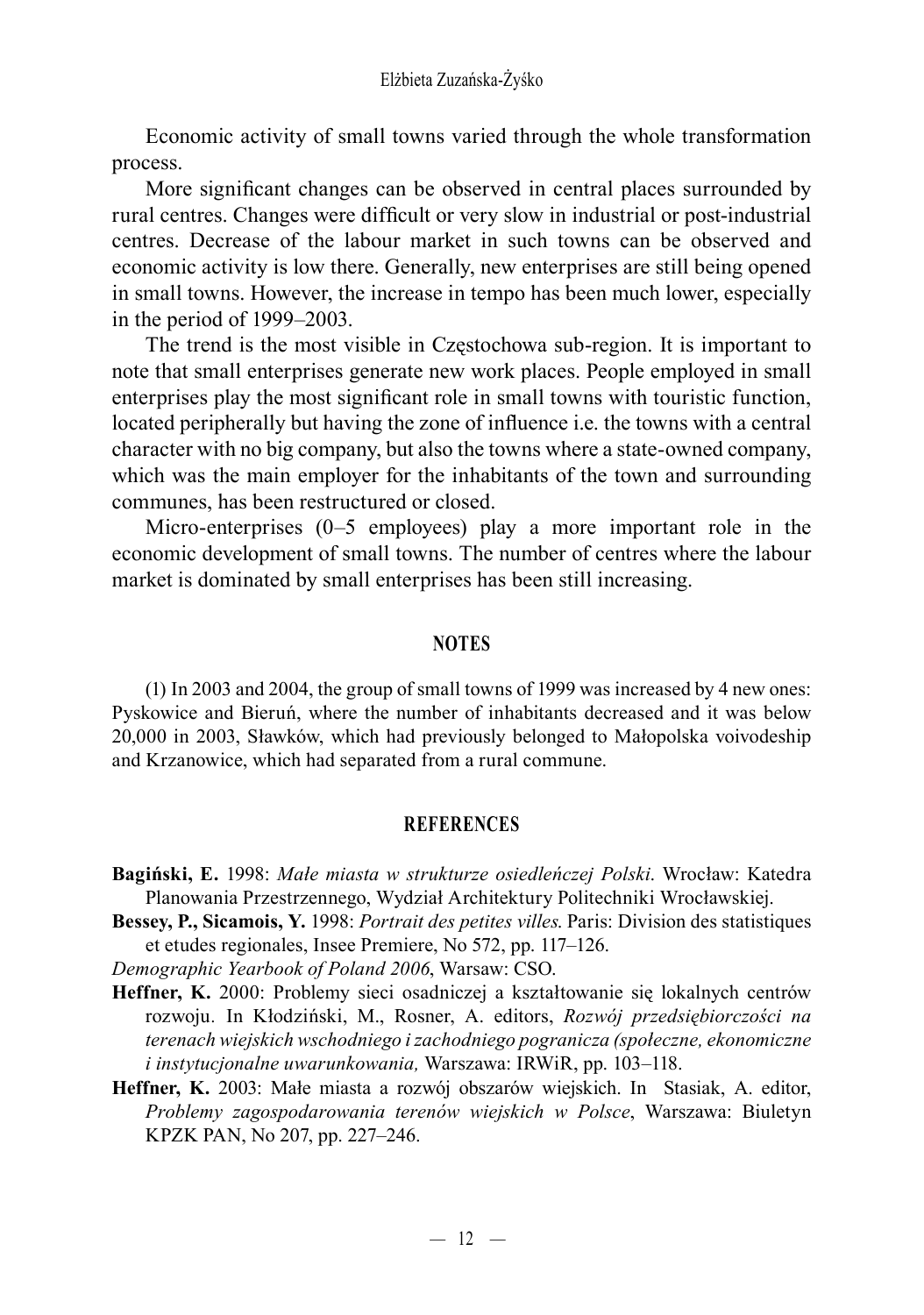Economic activity of small towns varied through the whole transformation process.

More significant changes can be observed in central places surrounded by rural centres. Changes were difficult or very slow in industrial or post-industrial centres. Decrease of the labour market in such towns can be observed and economic activity is low there. Generally, new enterprises are still being opened in small towns. However, the increase in tempo has been much lower, especially in the period of 1999–2003.

The trend is the most visible in Częstochowa sub-region. It is important to note that small enterprises generate new work places. People employed in small enterprises play the most significant role in small towns with touristic function, located peripherally but having the zone of influence i.e. the towns with a central character with no big company, but also the towns where a state-owned company, which was the main employer for the inhabitants of the town and surrounding communes, has been restructured or closed.

Micro-enterprises (0–5 employees) play a more important role in the economic development of small towns. The number of centres where the labour market is dominated by small enterprises has been still increasing.

## NOTES

(1) In 2003 and 2004, the group of small towns of 1999 was increased by 4 new ones: Pyskowice and Bieruń, where the number of inhabitants decreased and it was below 20,000 in 2003, Sławków, which had previously belonged to Małopolska voivodeship and Krzanowice, which had separated from a rural commune.

## REFERENCES

**Bagiński, E.** 1998: *Małe miasta w strukturze osiedleńczej Polski*. Wrocław: Katedra Planowania Przestrzennego, Wydział Architektury Politechniki Wrocławskiej.

**Bessey, P., Sicamois, Y.** 1998: *Portrait des petites villes*. Paris: Division des statistiques et etudes regionales, Insee Premiere, No 572, pp. 117–126.

*Demographic Yearbook of Poland 2006*, Warsaw: CSO.

**Heffner, K.** 2000: Problemy sieci osadniczej a kształtowanie się lokalnych centrów rozwoju. In Kłodziński, M., Rosner, A. editors, *Rozwój przedsiębiorczości na terenach wiejskich wschodniego i zachodniego pogranicza (społeczne, ekonomiczne i instytucjonalne uwarunkowania,* Warszawa: IRWiR, pp. 103–118.

**Heffner, K.** 2003: Małe miasta a rozwój obszarów wiejskich. In Stasiak, A. editor, *Problemy zagospodarowania terenów wiejskich w Polsce*, Warszawa: Biuletyn KPZK PAN, No 207, pp. 227–246.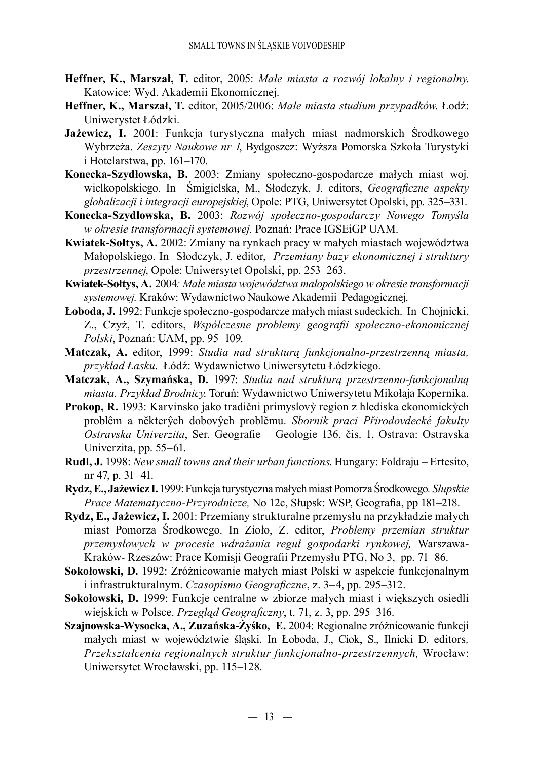**Heffner, K., Marszał, T.** editor, 2005: *Małe miasta a rozwój lokalny i regionalny.* Katowice: Wyd. Akademii Ekonomicznej.

**Heffner, K., Marszał, T.** editor, 2005/2006: *Małe miasta studium przypadków.* Łodź: Uniwerystet Łódzki.

**Jażewicz, I.** 2001: Funkcja turystyczna małych miast nadmorskich Środkowego Wybrzeża. *Zeszyty Naukowe nr 1*, Bydgoszcz: Wyższa Pomorska Szkoła Turystyki i Hotelarstwa, pp. 161–170.

**Konecka-Szydłowska, B.** 2003: Zmiany społeczno-gospodarcze małych miast woj. wielkopolskiego. In Śmigielska, M., Słodczyk, J. editors, *Geograficzne aspekty globalizacji i integracji europejskiej*, Opole: PTG, Uniwersytet Opolski, pp. 325–331.

**Konecka-Szydłowska, B.** 2003: *Rozwój społeczno-gospodarczy Nowego Tomyśla w okresie transformacji systemowej.* Poznań: Prace IGSEiGP UAM.

**Kwiatek-Sołtys, A.** 2002: Zmiany na rynkach pracy w małych miastach województwa Małopolskiego. In Słodczyk, J. editor, *Przemiany bazy ekonomicznej i struktury przestrzennej*, Opole: Uniwersytet Opolski, pp. 253–263.

**Kwiatek-Sołtys, A.** 2004*: Małe miasta województwa małopolskiego w okresie transformacji systemowej.* Kraków: Wydawnictwo Naukowe Akademii Pedagogicznej.

**Łoboda, J.** 1992: Funkcje społeczno-gospodarcze małych miast sudeckich. In Chojnicki, Z., Czyż, T. editors, *Współczesne problemy geografii społeczno-ekonomicznej Polski*, Poznań: UAM, pp. 95–109.

**Matczak, A.** editor, 1999: *Studia nad strukturą funkcjonalno-przestrzenną miasta, przykład Łasku.* Łódź: Wydawnictwo Uniwersytetu Łódzkiego.

**Matczak, A., Szymańska, D.** 1997: *Studia nad strukturą przestrzenno-funkcjonalną miasta. Przykład Brodnicy.* Toruń: Wydawnictwo Uniwersytetu Mikołaja Kopernika.

**Prokop, R.** 1993: Karvinsko jako tradični primyslovỳ region z hlediska ekonomickỳch problêm a nĕkterŷch dobovŷch problĕmu. *Sbornik praci Přirodovdecké fakulty Ostravska Univerzita*, Ser. Geografie – Geologie 136, čis. 1, Ostrava: Ostravska Univerzita, pp. 55–61.

**Rudl, J.** 1998: *New small towns and their urban functions.* Hungary: Foldraju – Ertesito, nr 47, p. 31–41.

**Rydz, E., Jażewicz I.** 1999: Funkcja turystyczna małych miast Pomorza Środkowego*. Słupskie Prace Matematyczno-Przyrodnicze,* No 12c, Słupsk: WSP, Geografia, pp 181–218.

**Rydz, E., Jażewicz, I.** 2001: Przemiany strukturalne przemysłu na przykładzie małych miast Pomorza Środkowego. In Zioło, Z. editor, *Problemy przemian struktur przemysłowych w procesie wdrażania reguł gospodarki rynkowej,* Warszawa-Kraków- Rzeszów: Prace Komisji Geografii Przemysłu PTG, No 3, pp. 71–86.

**Sokołowski, D.** 1992: Zróżnicowanie małych miast Polski w aspekcie funkcjonalnym i infrastrukturalnym. *Czasopismo Geograficzne*, z. 3–4, pp. 295–312.

**Sokołowski, D.** 1999: Funkcje centralne w zbiorze małych miast i większych osiedli wiejskich w Polsce. *Przegląd Geograficzny*, t. 71, z. 3, pp. 295–316.

**Szajnowska-Wysocka, A., Zuzańska-Żyśko, E.** 2004: Regionalne zróżnicowanie funkcji małych miast w województwie śląski. In Łoboda, J., Ciok, S., Ilnicki D. editors*, Przekształcenia regionalnych struktur funkcjonalno-przestrzennych,* Wrocław: Uniwersytet Wrocławski, pp. 115–128.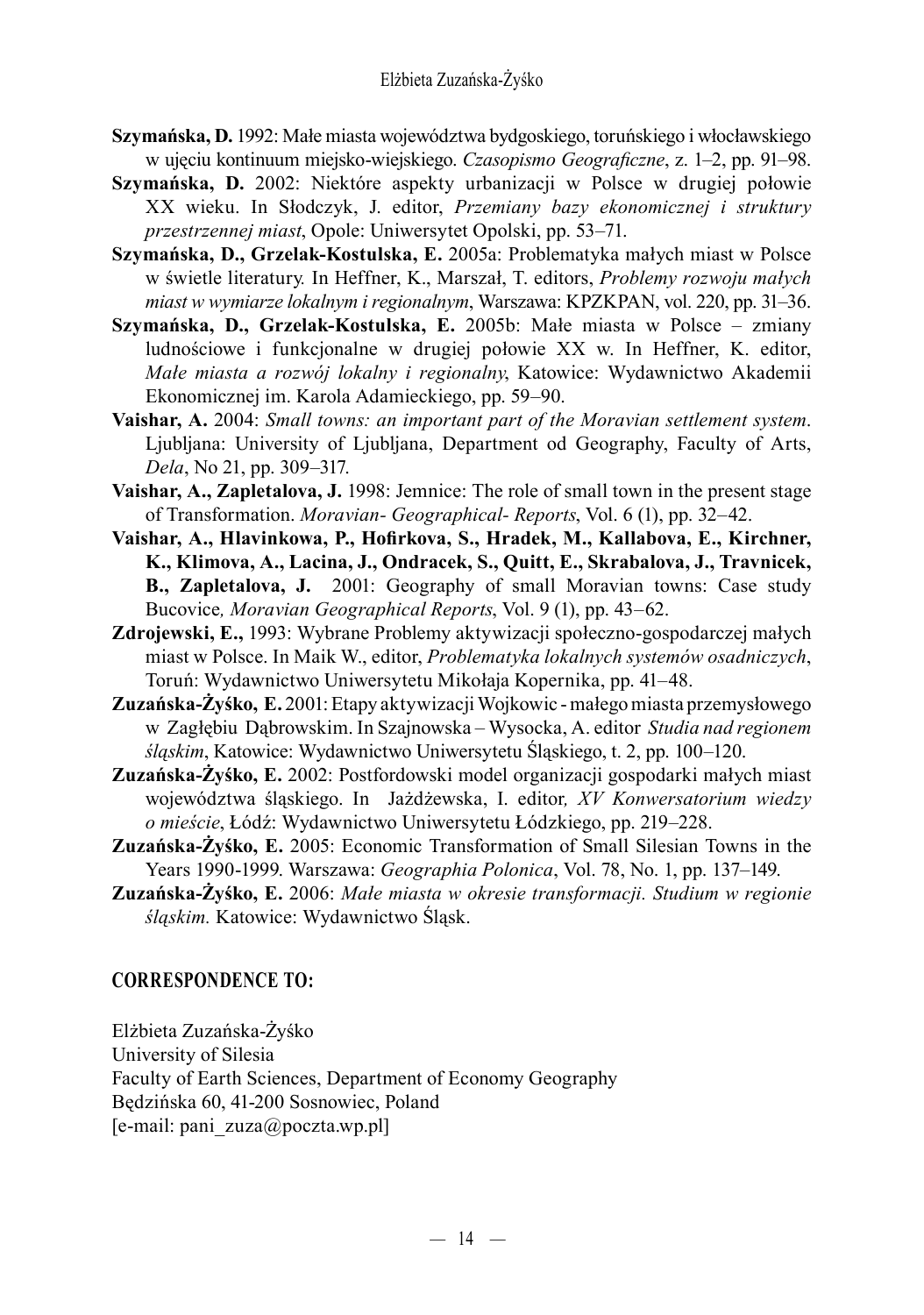**Szymańska, D.** 1992: Małe miasta województwa bydgoskiego, toruńskiego i włocławskiego w ujęciu kontinuum miejsko-wiejskiego. *Czasopismo Geograficzne*, z. 1–2, pp. 91–98.

**Szymańska, D.** 2002: Niektóre aspekty urbanizacji w Polsce w drugiej połowie XX wieku. In Słodczyk, J. editor, *Przemiany bazy ekonomicznej i struktury przestrzennej miast*, Opole: Uniwersytet Opolski, pp. 53–71.

**Szymańska, D., Grzelak-Kostulska, E.** 2005a: Problematyka małych miast w Polsce w świetle literatury. In Heffner, K., Marszał, T. editors, *Problemy rozwoju małych miast w wymiarze lokalnym i regionalnym*, Warszawa: KPZKPAN, vol. 220, pp. 31–36.

**Szymańska, D., Grzelak-Kostulska, E.** 2005b: Małe miasta w Polsce – zmiany ludnościowe i funkcjonalne w drugiej połowie XX w. In Heffner, K. editor, *Małe miasta a rozwój lokalny i regionalny*, Katowice: Wydawnictwo Akademii Ekonomicznej im. Karola Adamieckiego, pp. 59–90.

**Vaishar, A.** 2004: *Small towns: an important part of the Moravian settlement system*. Ljubljana: University of Ljubljana, Department od Geography, Faculty of Arts, *Dela*, No 21, pp. 309–317.

**Vaishar, A., Zapletalova, J.** 1998: Jemnice: The role of small town in the present stage of Transformation. *Moravian- Geographical- Reports*, Vol. 6 (1), pp. 32–42.

**Vaishar, A., Hlavinkowa, P., Hofirkova, S., Hradek, M., Kallabova, E., Kirchner, K., Klimova, A., Lacina, J., Ondracek, S., Quitt, E., Skrabalova, J., Travnicek, B., Zapletalova, J.** 2001: Geography of small Moravian towns: Case study Bucovice*, Moravian Geographical Reports*, Vol. 9 (1), pp. 43–62.

**Zdrojewski, E.,** 1993: Wybrane Problemy aktywizacji społeczno-gospodarczej małych miast w Polsce. In Maik W., editor, *Problematyka lokalnych systemów osadniczych*, Toruń: Wydawnictwo Uniwersytetu Mikołaja Kopernika, pp. 41–48.

**Zuzańska-Żyśko, E.** 2001: Etapy aktywizacji Wojkowic - małego miasta przemysłowego w Zagłębiu Dąbrowskim. In Szajnowska – Wysocka, A. editor *Studia nad regionem śląskim*, Katowice: Wydawnictwo Uniwersytetu Śląskiego, t. 2, pp. 100–120.

**Zuzańska-Żyśko, E.** 2002: Postfordowski model organizacji gospodarki małych miast województwa śląskiego. In Jażdżewska, I. editor*, XV Konwersatorium wiedzy o mieście*, Łódź: Wydawnictwo Uniwersytetu Łódzkiego, pp. 219–228.

**Zuzańska-Żyśko, E.** 2005: Economic Transformation of Small Silesian Towns in the Years 1990-1999. Warszawa: *Geographia Polonica*, Vol. 78, No. 1, pp. 137–149.

**Zuzańska-Żyśko, E.** 2006: *Małe miasta w okresie transformacji. Studium w regionie śląskim.* Katowice: Wydawnictwo Śląsk.

## CORRESPONDENCE TO:

Elżbieta Zuzańska-Żyśko
University of Silesia
Faculty of Earth Sciences, Department of Economy Geography
Będzińska 60, 41-200 Sosnowiec, Poland
[e-mail: pani_zuza@poczta.wp.pl]